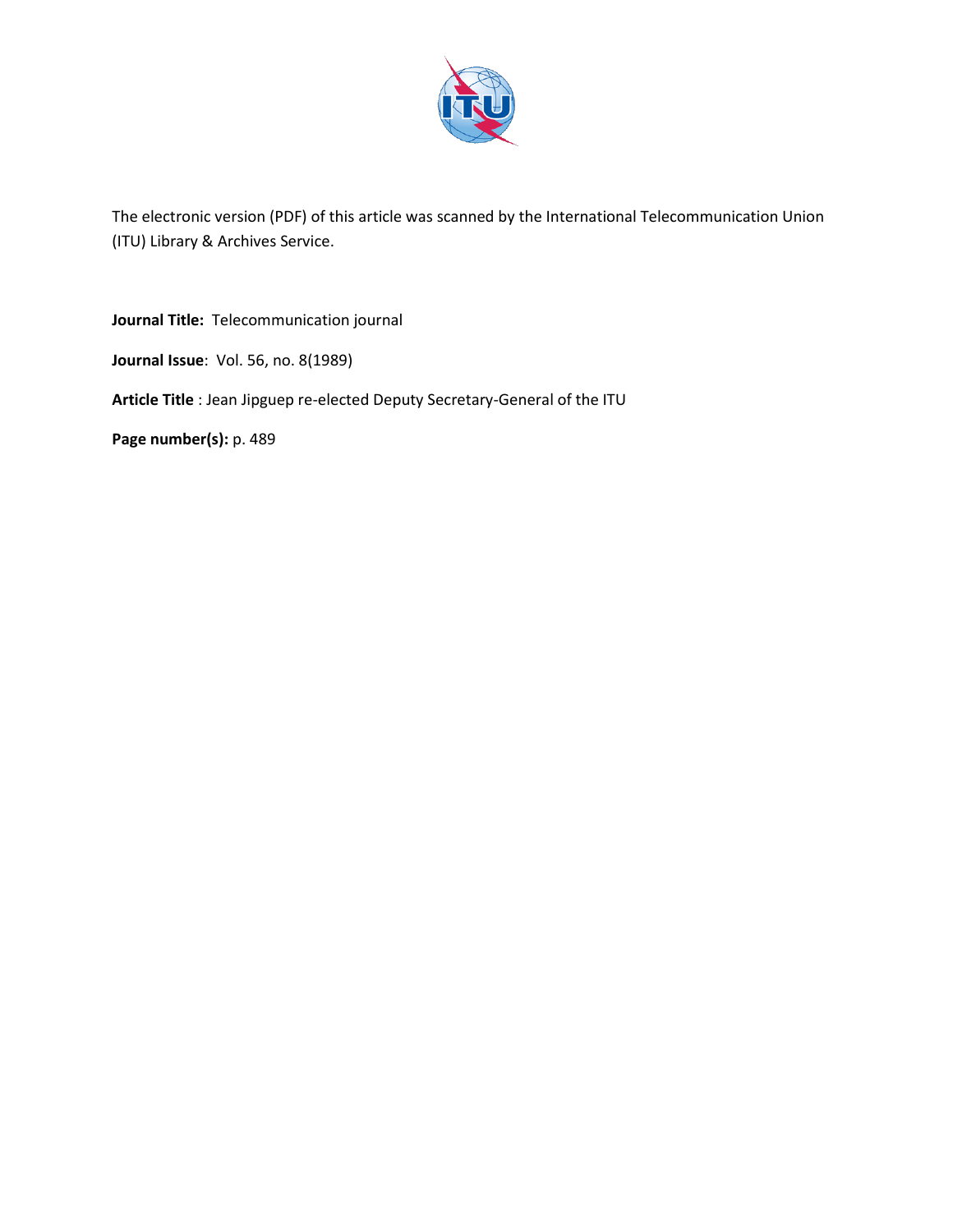The electronic version (PDF) of this article was scanned by the International Telecommunication Union (ITU) Library & Archives Service.

**Journal Title:** Telecommunication journal

**Journal Issue**: Vol. 56, no. 8(1989)

**Article Title** : Jean Jipguep re-elected Deputy Secretary-General of the ITU

**Page number(s):** p. 489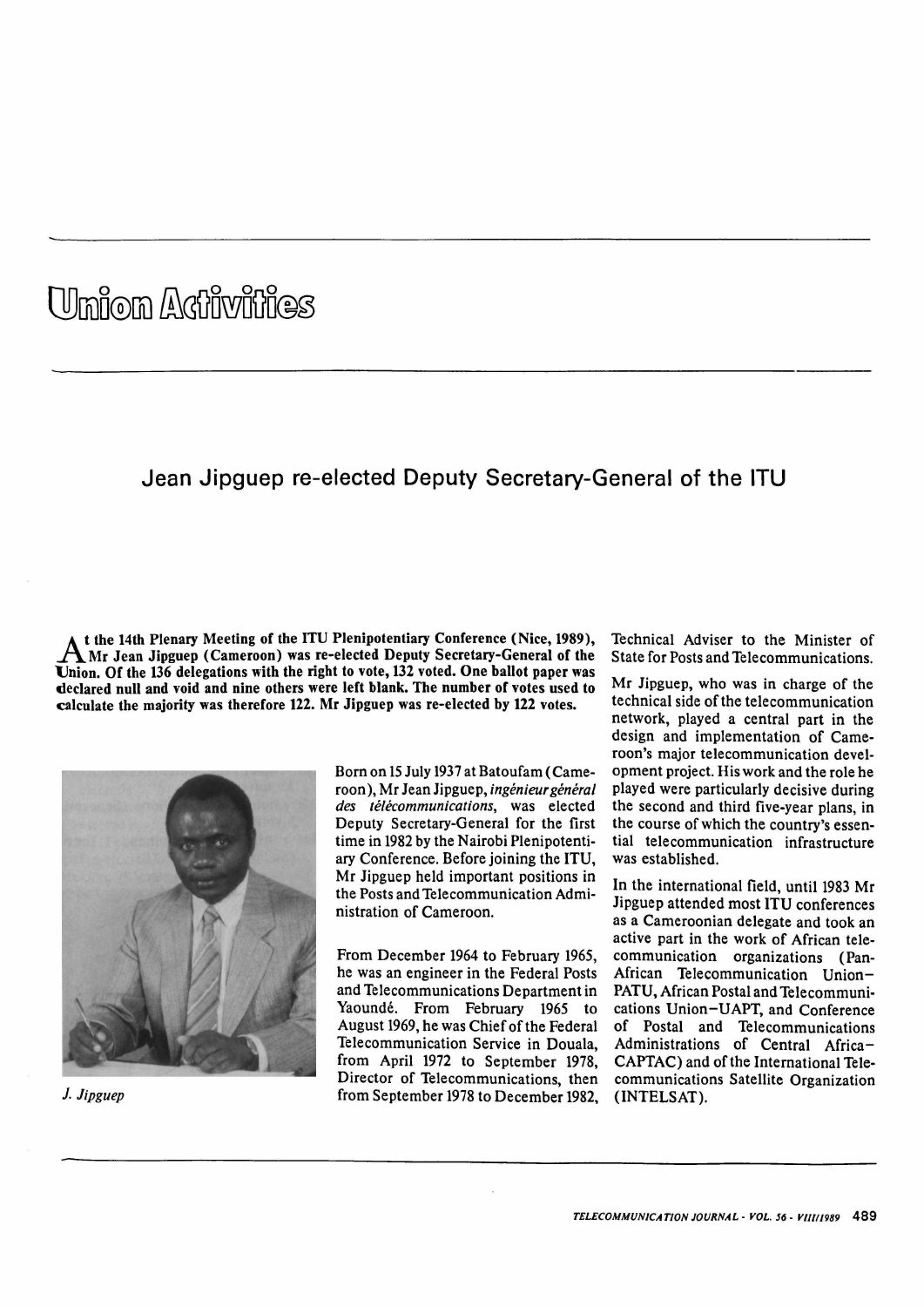# Union Activities

## Jean Jipguep re-elected Deputy Secretary-General of the ITU

**At the 14th Plenary Meeting of the ITU Plenipotentiary Conference (Nice, 1989), Mr Jean Jipguep (Cameroon) was re-elected Deputy Secretary-General of the Union. Of the 136 delegations with the right to vote, 132 voted. One ballot paper was declared null and void and nine others were left blank. The number of votes used to calculate the majority was therefore 122. Mr Jipguep was re-elected by 122 votes.**

*J. Jipguep*

Born on 15 July 1937 at Batoufam (Cameroon), Mr Jean Jipguep, *ingénieur général des télécommunications*, was elected Deputy Secretary-General for the first time in 1982 by the Nairobi Plenipotentiary Conference. Before joining the ITU, Mr Jipguep held important positions in the Posts and Telecommunication Administration of Cameroon.

From December 1964 to February 1965, he was an engineer in the Federal Posts and Telecommunications Department in Yaoundé. From February 1965 to August 1969, he was Chief of the Federal Telecommunication Service in Douala, from April 1972 to September 1978, Director of Telecommunications, then from September 1978 to December 1982, Technical Adviser to the Minister of State for Posts and Telecommunications.

Mr Jipguep, who was in charge of the technical side of the telecommunication network, played a central part in the design and implementation of Cameroon's major telecommunication development project. His work and the role he played were particularly decisive during the second and third five-year plans, in the course of which the country's essential telecommunication infrastructure was established.

In the international field, until 1983 Mr Jipguep attended most ITU conferences as a Cameroonian delegate and took an active part in the work of African telecommunication organizations (Pan-African Telecommunication Union–PATU, African Postal and Telecommunications Union–UAPT, and Conference of Postal and Telecommunications Administrations of Central Africa–CAPTAC) and of the International Telecommunications Satellite Organization (INTELSAT).